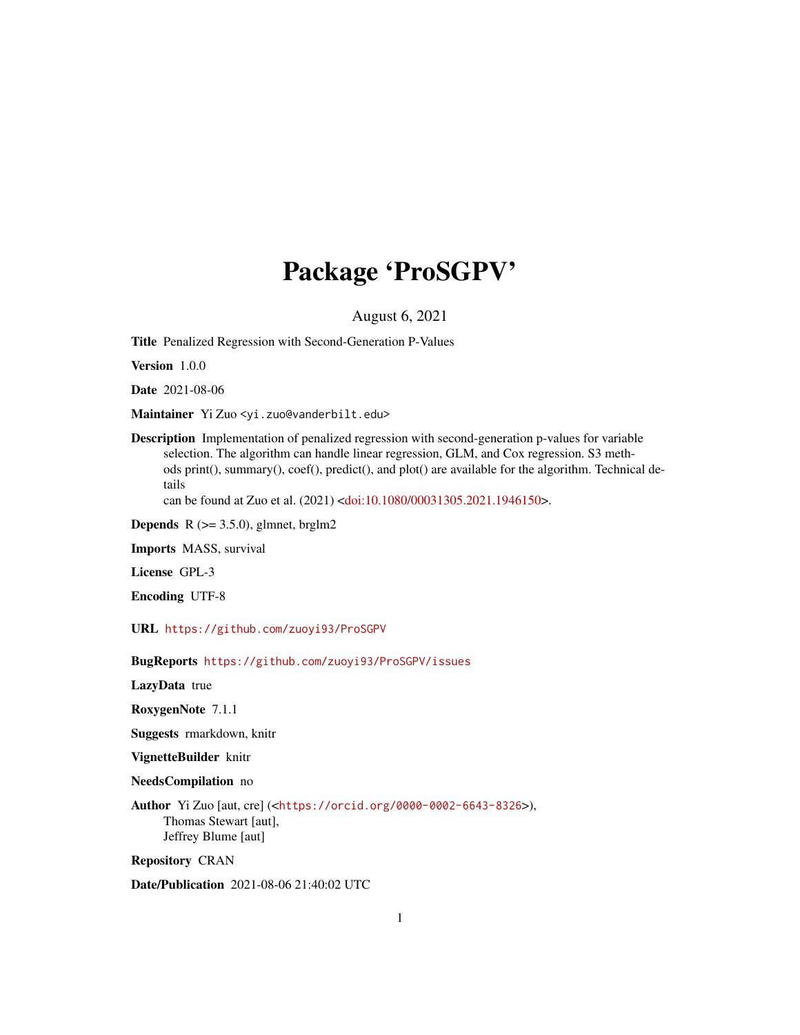# Package 'ProSGPV'

August 6, 2021

**Title** Penalized Regression with Second-Generation P-Values

**Version** 1.0.0

**Date** 2021-08-06

**Maintainer** Yi Zuo <yi.zuo@vanderbilt.edu>

**Description** Implementation of penalized regression with second-generation p-values for variable selection. The algorithm can handle linear regression, GLM, and Cox regression. S3 methods print(), summary(), coef(), predict(), and plot() are available for the algorithm. Technical details can be found at Zuo et al. (2021) <doi:10.1080/00031305.2021.1946150>.

**Depends** R (>= 3.5.0), glmnet, brglm2

**Imports** MASS, survival

**License** GPL-3

**Encoding** UTF-8

**URL** https://github.com/zuoyi93/ProSGPV

**BugReports** https://github.com/zuoyi93/ProSGPV/issues

**LazyData** true

**RoxygenNote** 7.1.1

**Suggests** rmarkdown, knitr

**VignetteBuilder** knitr

**NeedsCompilation** no

**Author** Yi Zuo [aut, cre] (<https://orcid.org/0000-0002-6643-8326>),
Thomas Stewart [aut],
Jeffrey Blume [aut]

**Repository** CRAN

**Date/Publication** 2021-08-06 21:40:02 UTC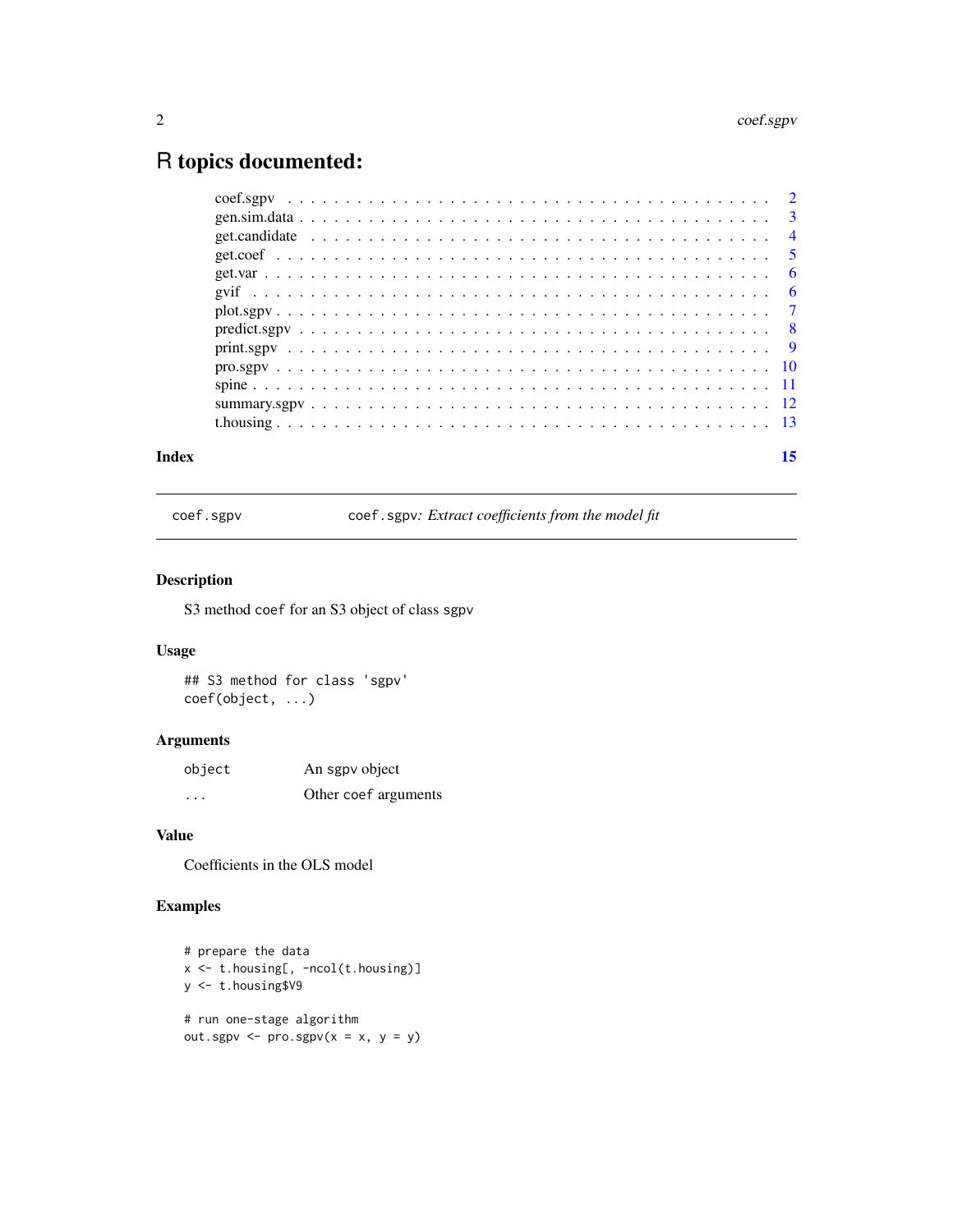# R topics documented:

| | |
|---|---|
| coef.sgpv | 2 |
| gen.sim.data | 3 |
| get.candidate | 4 |
| get.coef | 5 |
| get.var | 6 |
| gvif | 6 |
| plot.sgpv | 7 |
| predict.sgpv | 8 |
| print.sgpv | 9 |
| pro.sgpv | 10 |
| spine | 11 |
| summary.sgpv | 12 |
| t.housing | 13 |

**Index** 15

---

`coef.sgpv` — `coef.sgpv`: *Extract coefficients from the model fit*

---

### Description

S3 method `coef` for an S3 object of class `sgpv`

### Usage

```
## S3 method for class 'sgpv'
coef(object, ...)
```

### Arguments

| | |
|---|---|
| `object` | An sgpv object |
| `...` | Other `coef` arguments |

### Value

Coefficients in the OLS model

### Examples

```
# prepare the data
x <- t.housing[, -ncol(t.housing)]
y <- t.housing$V9

# run one-stage algorithm
out.sgpv <- pro.sgpv(x = x, y = y)
```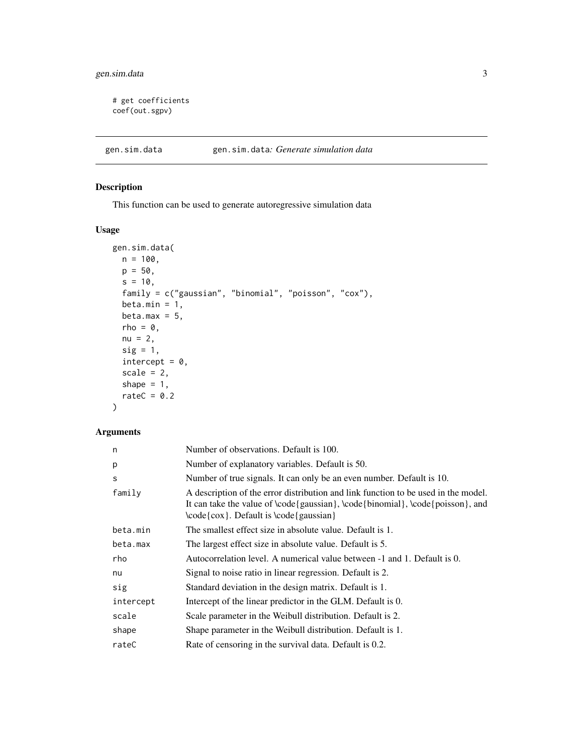```
# get coefficients
coef(out.sgpv)
```

## gen.sim.data — gen.sim.data*: Generate simulation data*

### Description

This function can be used to generate autoregressive simulation data

### Usage

```
gen.sim.data(
  n = 100,
  p = 50,
  s = 10,
  family = c("gaussian", "binomial", "poisson", "cox"),
  beta.min = 1,
  beta.max = 5,
  rho = 0,
  nu = 2,
  sig = 1,
  intercept = 0,
  scale = 2,
  shape = 1,
  rateC = 0.2
)
```

### Arguments

| | |
|---|---|
| n | Number of observations. Default is 100. |
| p | Number of explanatory variables. Default is 50. |
| s | Number of true signals. It can only be an even number. Default is 10. |
| family | A description of the error distribution and link function to be used in the model. It can take the value of \code{gaussian}, \code{binomial}, \code{poisson}, and \code{cox}. Default is \code{gaussian} |
| beta.min | The smallest effect size in absolute value. Default is 1. |
| beta.max | The largest effect size in absolute value. Default is 5. |
| rho | Autocorrelation level. A numerical value between -1 and 1. Default is 0. |
| nu | Signal to noise ratio in linear regression. Default is 2. |
| sig | Standard deviation in the design matrix. Default is 1. |
| intercept | Intercept of the linear predictor in the GLM. Default is 0. |
| scale | Scale parameter in the Weibull distribution. Default is 2. |
| shape | Shape parameter in the Weibull distribution. Default is 1. |
| rateC | Rate of censoring in the survival data. Default is 0.2. |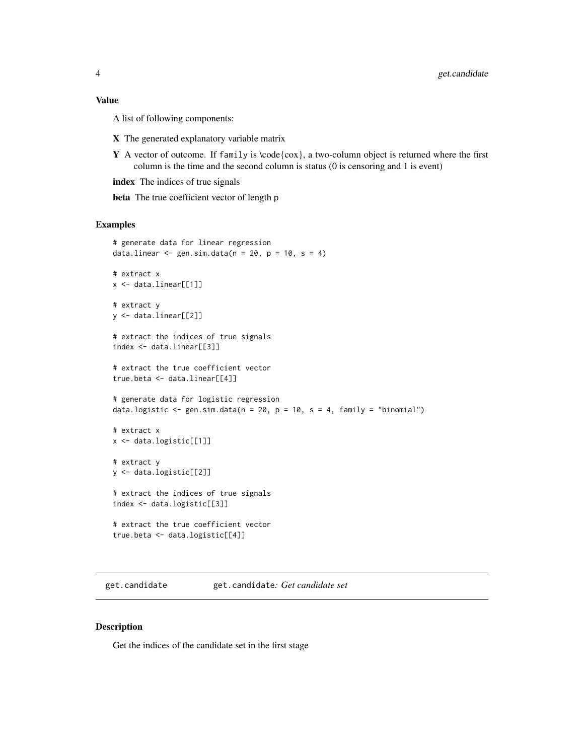### Value

A list of following components:

**X** The generated explanatory variable matrix

**Y** A vector of outcome. If `family` is \code{cox}, a two-column object is returned where the first column is the time and the second column is status (0 is censoring and 1 is event)

**index** The indices of true signals

**beta** The true coefficient vector of length `p`

### Examples

```
# generate data for linear regression
data.linear <- gen.sim.data(n = 20, p = 10, s = 4)

# extract x
x <- data.linear[[1]]

# extract y
y <- data.linear[[2]]

# extract the indices of true signals
index <- data.linear[[3]]

# extract the true coefficient vector
true.beta <- data.linear[[4]]

# generate data for logistic regression
data.logistic <- gen.sim.data(n = 20, p = 10, s = 4, family = "binomial")

# extract x
x <- data.logistic[[1]]

# extract y
y <- data.logistic[[2]]

# extract the indices of true signals
index <- data.logistic[[3]]

# extract the true coefficient vector
true.beta <- data.logistic[[4]]
```

---

## get.candidate &nbsp;&nbsp;&nbsp; `get.candidate`: *Get candidate set*

---

### Description

Get the indices of the candidate set in the first stage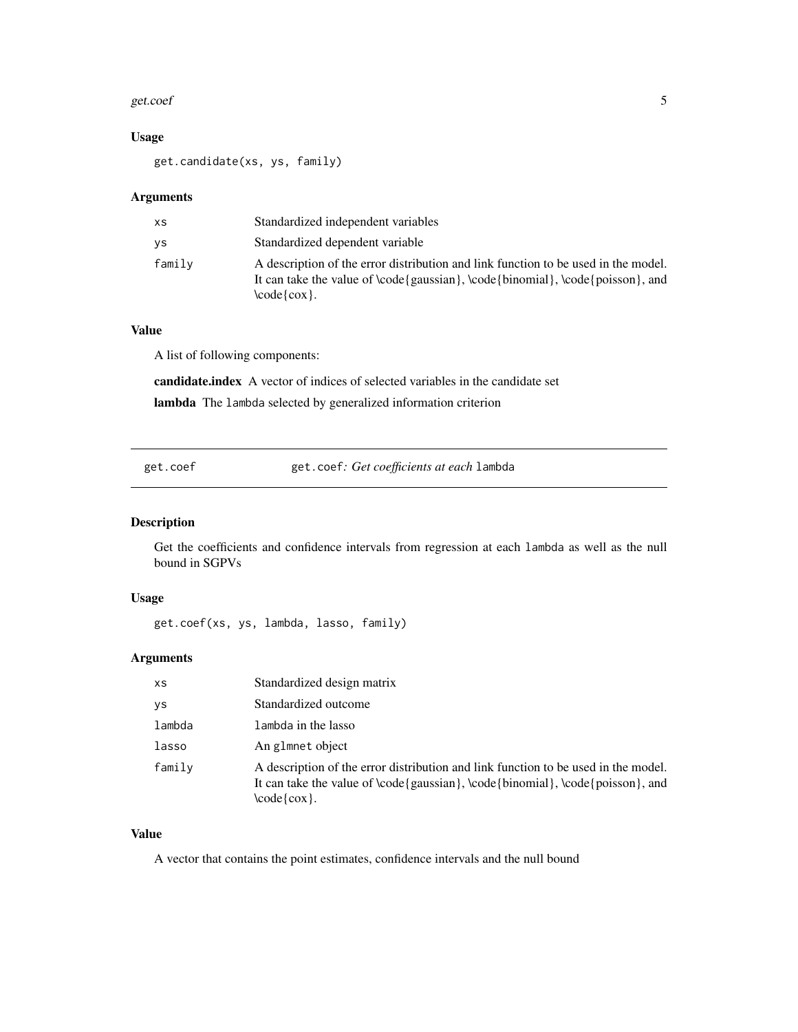### Usage

```
get.candidate(xs, ys, family)
```

### Arguments

| | |
|---|---|
| xs | Standardized independent variables |
| ys | Standardized dependent variable |
| family | A description of the error distribution and link function to be used in the model. It can take the value of \code{gaussian}, \code{binomial}, \code{poisson}, and \code{cox}. |

### Value

A list of following components:

**candidate.index** A vector of indices of selected variables in the candidate set

**lambda** The `lambda` selected by generalized information criterion

---

## get.coef — get.coef*: Get coefficients at each* lambda

---

### Description

Get the coefficients and confidence intervals from regression at each `lambda` as well as the null bound in SGPVs

### Usage

```
get.coef(xs, ys, lambda, lasso, family)
```

### Arguments

| | |
|---|---|
| xs | Standardized design matrix |
| ys | Standardized outcome |
| lambda | `lambda` in the lasso |
| lasso | An `glmnet` object |
| family | A description of the error distribution and link function to be used in the model. It can take the value of \code{gaussian}, \code{binomial}, \code{poisson}, and \code{cox}. |

### Value

A vector that contains the point estimates, confidence intervals and the null bound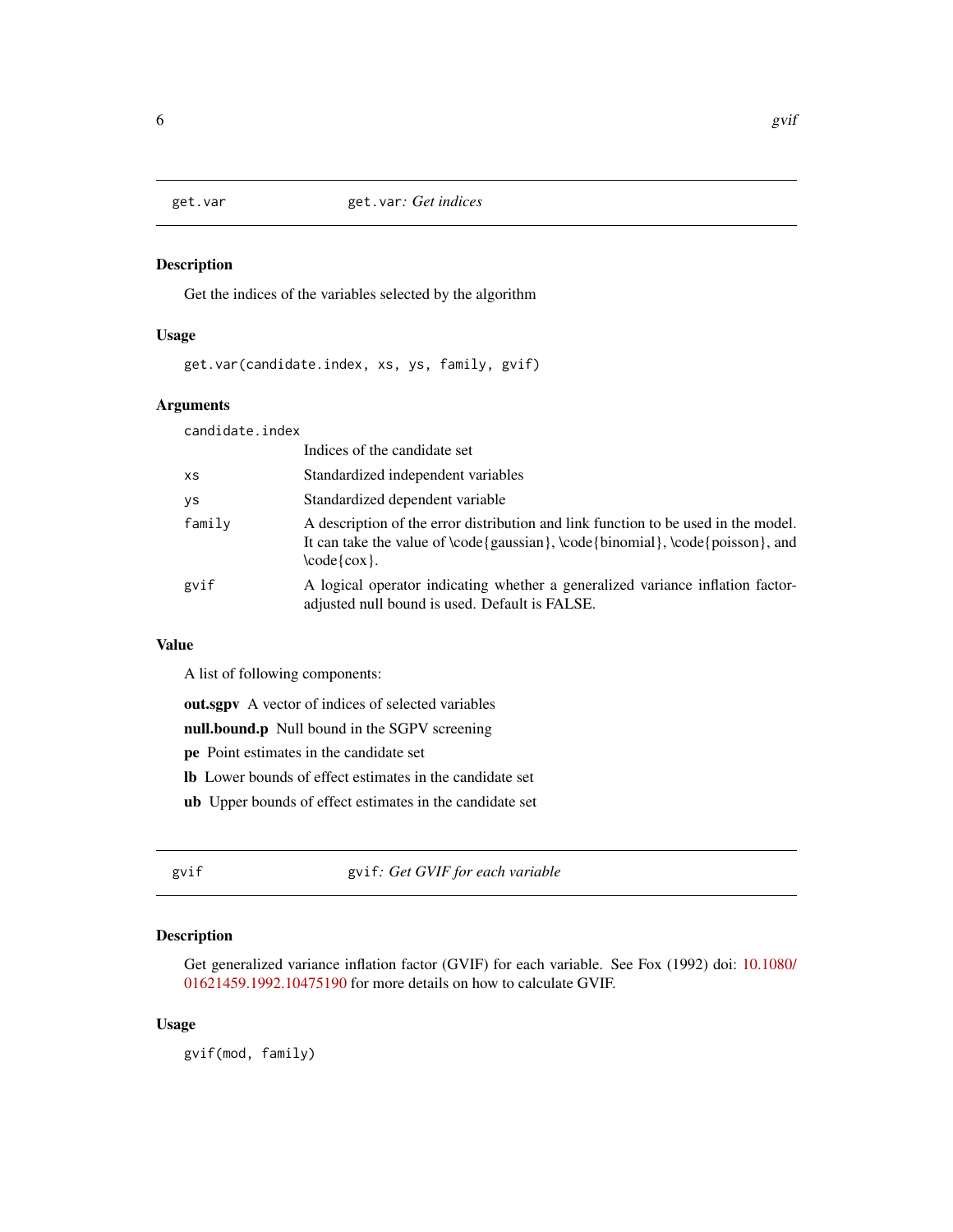## get.var — get.var: *Get indices*

### Description

Get the indices of the variables selected by the algorithm

### Usage

```
get.var(candidate.index, xs, ys, family, gvif)
```

### Arguments

| | |
|---|---|
| `candidate.index` | Indices of the candidate set |
| `xs` | Standardized independent variables |
| `ys` | Standardized dependent variable |
| `family` | A description of the error distribution and link function to be used in the model. It can take the value of \code{gaussian}, \code{binomial}, \code{poisson}, and \code{cox}. |
| `gvif` | A logical operator indicating whether a generalized variance inflation factor-adjusted null bound is used. Default is FALSE. |

### Value

A list of following components:

**out.sgpv** A vector of indices of selected variables

**null.bound.p** Null bound in the SGPV screening

**pe** Point estimates in the candidate set

**lb** Lower bounds of effect estimates in the candidate set

**ub** Upper bounds of effect estimates in the candidate set

## gvif — gvif: *Get GVIF for each variable*

### Description

Get generalized variance inflation factor (GVIF) for each variable. See Fox (1992) doi: 10.1080/01621459.1992.10475190 for more details on how to calculate GVIF.

### Usage

```
gvif(mod, family)
```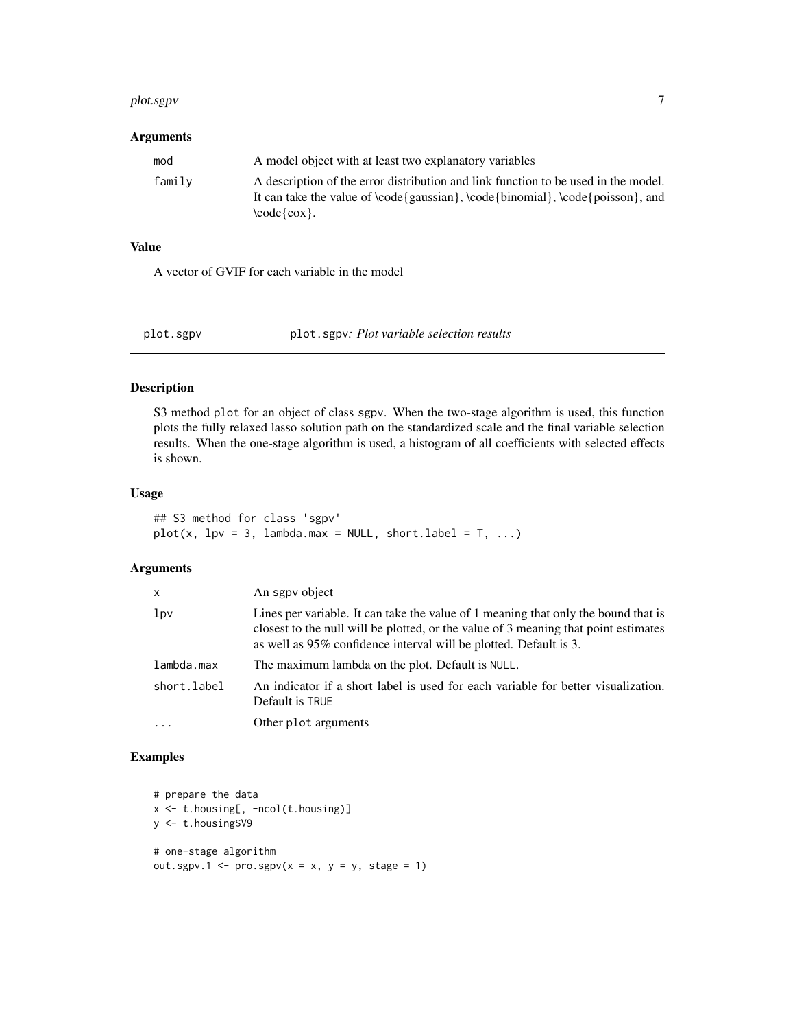### Arguments

| | |
|---|---|
| mod | A model object with at least two explanatory variables |
| family | A description of the error distribution and link function to be used in the model. It can take the value of \code{gaussian}, \code{binomial}, \code{poisson}, and \code{cox}. |

### Value

A vector of GVIF for each variable in the model

---

## plot.sgpv — plot.sgpv: *Plot variable selection results*

### Description

S3 method plot for an object of class sgpv. When the two-stage algorithm is used, this function plots the fully relaxed lasso solution path on the standardized scale and the final variable selection results. When the one-stage algorithm is used, a histogram of all coefficients with selected effects is shown.

### Usage

```
## S3 method for class 'sgpv'
plot(x, lpv = 3, lambda.max = NULL, short.label = T, ...)
```

### Arguments

| | |
|---|---|
| x | An sgpv object |
| lpv | Lines per variable. It can take the value of 1 meaning that only the bound that is closest to the null will be plotted, or the value of 3 meaning that point estimates as well as 95% confidence interval will be plotted. Default is 3. |
| lambda.max | The maximum lambda on the plot. Default is NULL. |
| short.label | An indicator if a short label is used for each variable for better visualization. Default is TRUE |
| ... | Other plot arguments |

### Examples

```
# prepare the data
x <- t.housing[, -ncol(t.housing)]
y <- t.housing$V9

# one-stage algorithm
out.sgpv.1 <- pro.sgpv(x = x, y = y, stage = 1)
```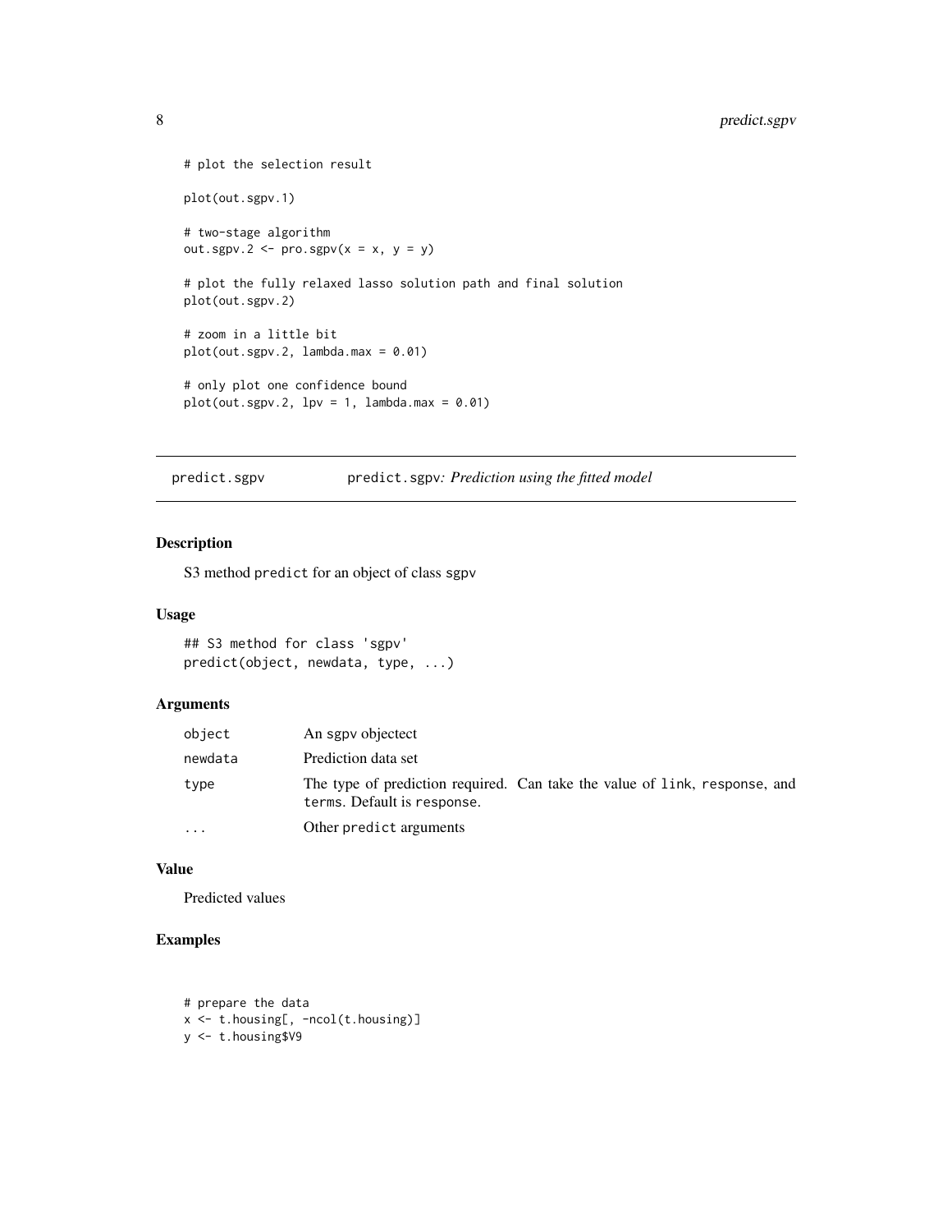```
# plot the selection result

plot(out.sgpv.1)

# two-stage algorithm
out.sgpv.2 <- pro.sgpv(x = x, y = y)

# plot the fully relaxed lasso solution path and final solution
plot(out.sgpv.2)

# zoom in a little bit
plot(out.sgpv.2, lambda.max = 0.01)

# only plot one confidence bound
plot(out.sgpv.2, lpv = 1, lambda.max = 0.01)
```

## predict.sgpv — predict.sgpv: *Prediction using the fitted model*

### Description

S3 method predict for an object of class sgpv

### Usage

```
## S3 method for class 'sgpv'
predict(object, newdata, type, ...)
```

### Arguments

| | |
|---|---|
| object | An sgpv objectect |
| newdata | Prediction data set |
| type | The type of prediction required. Can take the value of link, response, and terms. Default is response. |
| ... | Other predict arguments |

### Value

Predicted values

### Examples

```
# prepare the data
x <- t.housing[, -ncol(t.housing)]
y <- t.housing$V9
```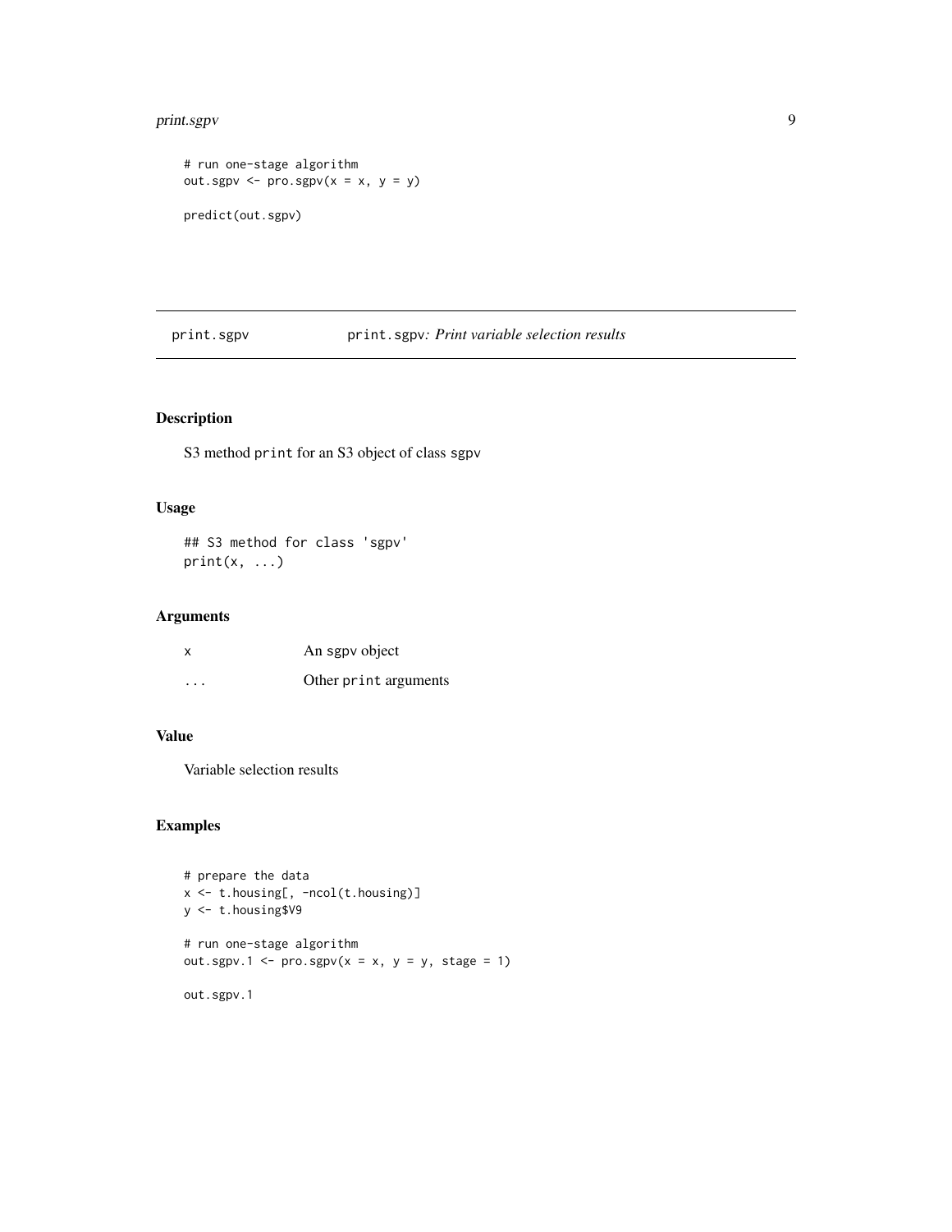```
# run one-stage algorithm
out.sgpv <- pro.sgpv(x = x, y = y)

predict(out.sgpv)
```

## print.sgpv — print.sgpv: *Print variable selection results*

### Description

S3 method `print` for an S3 object of class `sgpv`

### Usage

```
## S3 method for class 'sgpv'
print(x, ...)
```

### Arguments

| | |
|---|---|
| x | An sgpv object |
| ... | Other `print` arguments |

### Value

Variable selection results

### Examples

```
# prepare the data
x <- t.housing[, -ncol(t.housing)]
y <- t.housing$V9

# run one-stage algorithm
out.sgpv.1 <- pro.sgpv(x = x, y = y, stage = 1)

out.sgpv.1
```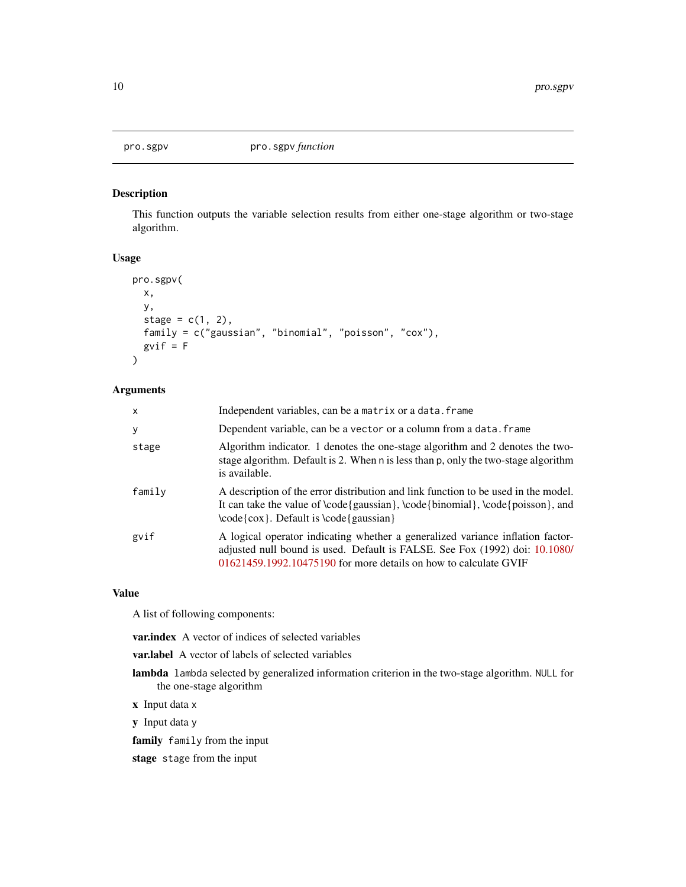pro.sgpv &nbsp;&nbsp;&nbsp;&nbsp;&nbsp;&nbsp;&nbsp; `pro.sgpv` *function*

## Description

This function outputs the variable selection results from either one-stage algorithm or two-stage algorithm.

## Usage

```
pro.sgpv(
  x,
  y,
  stage = c(1, 2),
  family = c("gaussian", "binomial", "poisson", "cox"),
  gvif = F
)
```

## Arguments

| | |
|---|---|
| x | Independent variables, can be a `matrix` or a `data.frame` |
| y | Dependent variable, can be a `vector` or a column from a `data.frame` |
| stage | Algorithm indicator. 1 denotes the one-stage algorithm and 2 denotes the two-stage algorithm. Default is 2. When `n` is less than `p`, only the two-stage algorithm is available. |
| family | A description of the error distribution and link function to be used in the model. It can take the value of \code{gaussian}, \code{binomial}, \code{poisson}, and \code{cox}. Default is \code{gaussian} |
| gvif | A logical operator indicating whether a generalized variance inflation factor-adjusted null bound is used. Default is FALSE. See Fox (1992) doi: 10.1080/01621459.1992.10475190 for more details on how to calculate GVIF |

## Value

A list of following components:

**var.index** A vector of indices of selected variables

**var.label** A vector of labels of selected variables

**lambda** `lambda` selected by generalized information criterion in the two-stage algorithm. `NULL` for the one-stage algorithm

**x** Input data `x`

**y** Input data `y`

**family** `family` from the input

**stage** `stage` from the input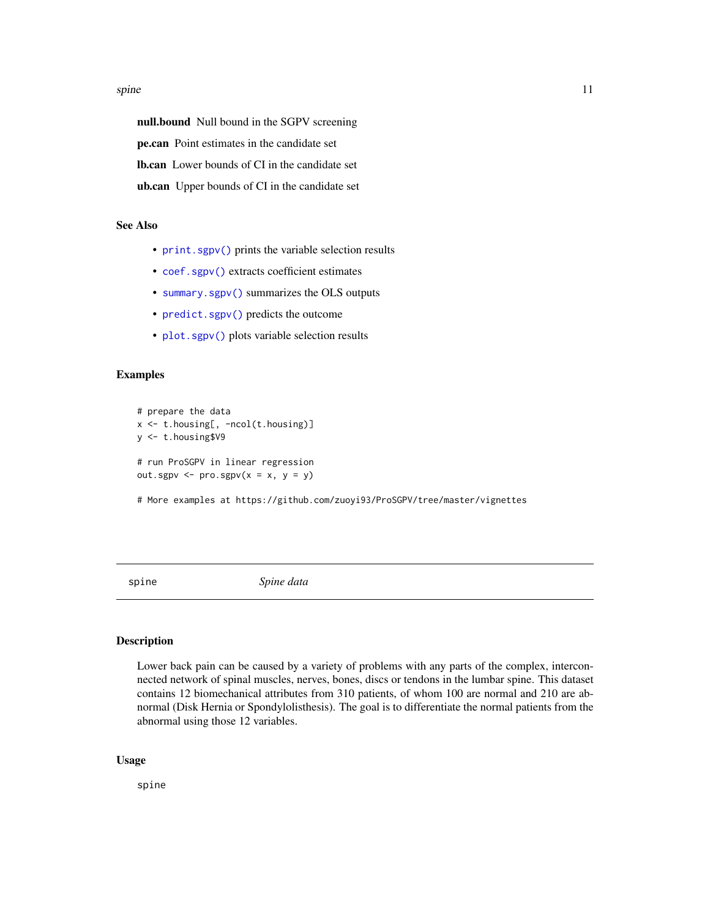**null.bound** Null bound in the SGPV screening

**pe.can** Point estimates in the candidate set

**lb.can** Lower bounds of CI in the candidate set

**ub.can** Upper bounds of CI in the candidate set

### See Also

- `print.sgpv()` prints the variable selection results
- `coef.sgpv()` extracts coefficient estimates
- `summary.sgpv()` summarizes the OLS outputs
- `predict.sgpv()` predicts the outcome
- `plot.sgpv()` plots variable selection results

### Examples

```
# prepare the data
x <- t.housing[, -ncol(t.housing)]
y <- t.housing$V9

# run ProSGPV in linear regression
out.sgpv <- pro.sgpv(x = x, y = y)

# More examples at https://github.com/zuoyi93/ProSGPV/tree/master/vignettes
```

---

## spine — *Spine data*

---

### Description

Lower back pain can be caused by a variety of problems with any parts of the complex, interconnected network of spinal muscles, nerves, bones, discs or tendons in the lumbar spine. This dataset contains 12 biomechanical attributes from 310 patients, of whom 100 are normal and 210 are abnormal (Disk Hernia or Spondylolisthesis). The goal is to differentiate the normal patients from the abnormal using those 12 variables.

### Usage

```
spine
```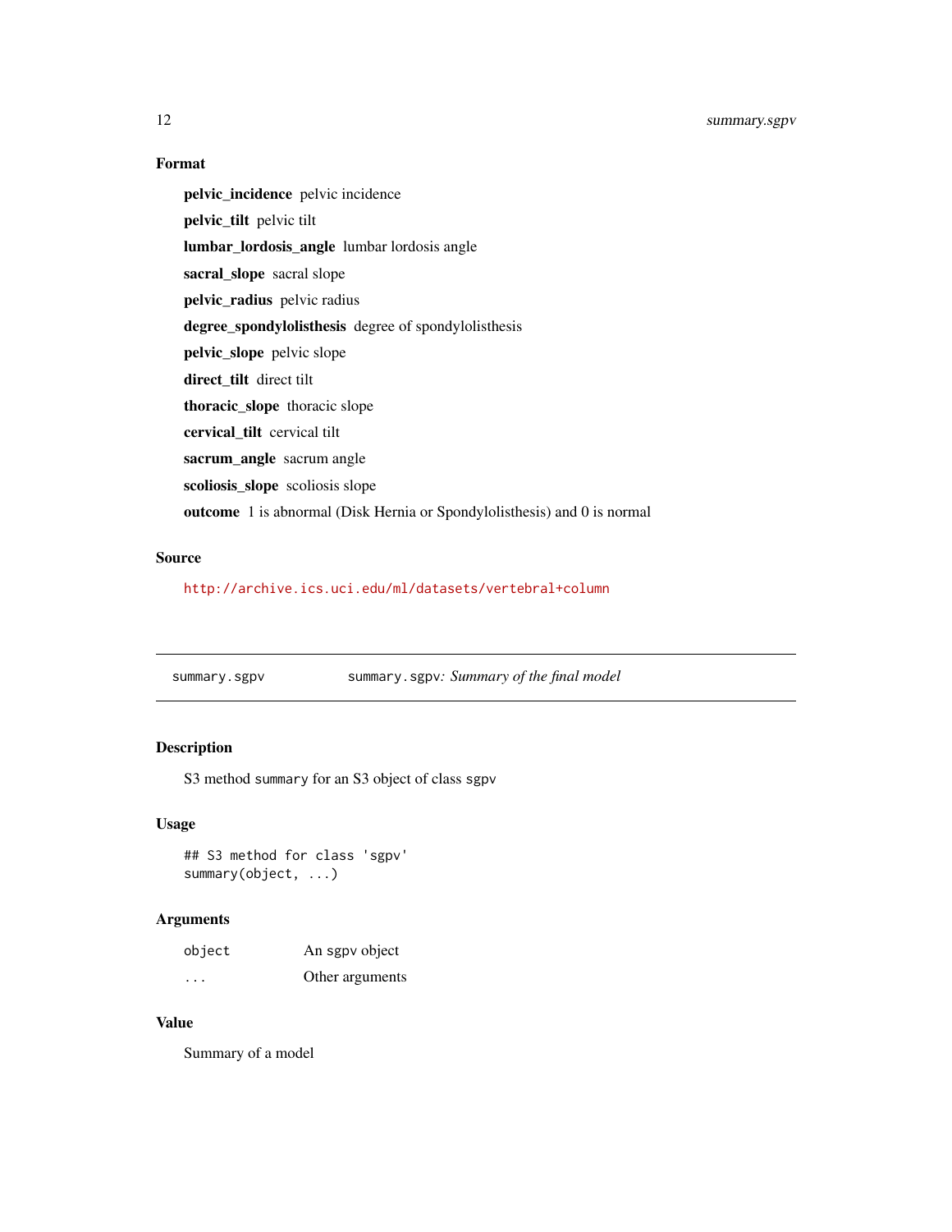### Format

**pelvic_incidence** pelvic incidence

**pelvic_tilt** pelvic tilt

**lumbar_lordosis_angle** lumbar lordosis angle

**sacral_slope** sacral slope

**pelvic_radius** pelvic radius

**degree_spondylolisthesis** degree of spondylolisthesis

**pelvic_slope** pelvic slope

**direct_tilt** direct tilt

**thoracic_slope** thoracic slope

**cervical_tilt** cervical tilt

**sacrum_angle** sacrum angle

**scoliosis_slope** scoliosis slope

**outcome** 1 is abnormal (Disk Hernia or Spondylolisthesis) and 0 is normal

### Source

http://archive.ics.uci.edu/ml/datasets/vertebral+column

---

## summary.sgpv — `summary.sgpv`: *Summary of the final model*

---

### Description

S3 method `summary` for an S3 object of class `sgpv`

### Usage

```
## S3 method for class 'sgpv'
summary(object, ...)
```

### Arguments

| | |
|---|---|
| `object` | An sgpv object |
| `...` | Other arguments |

### Value

Summary of a model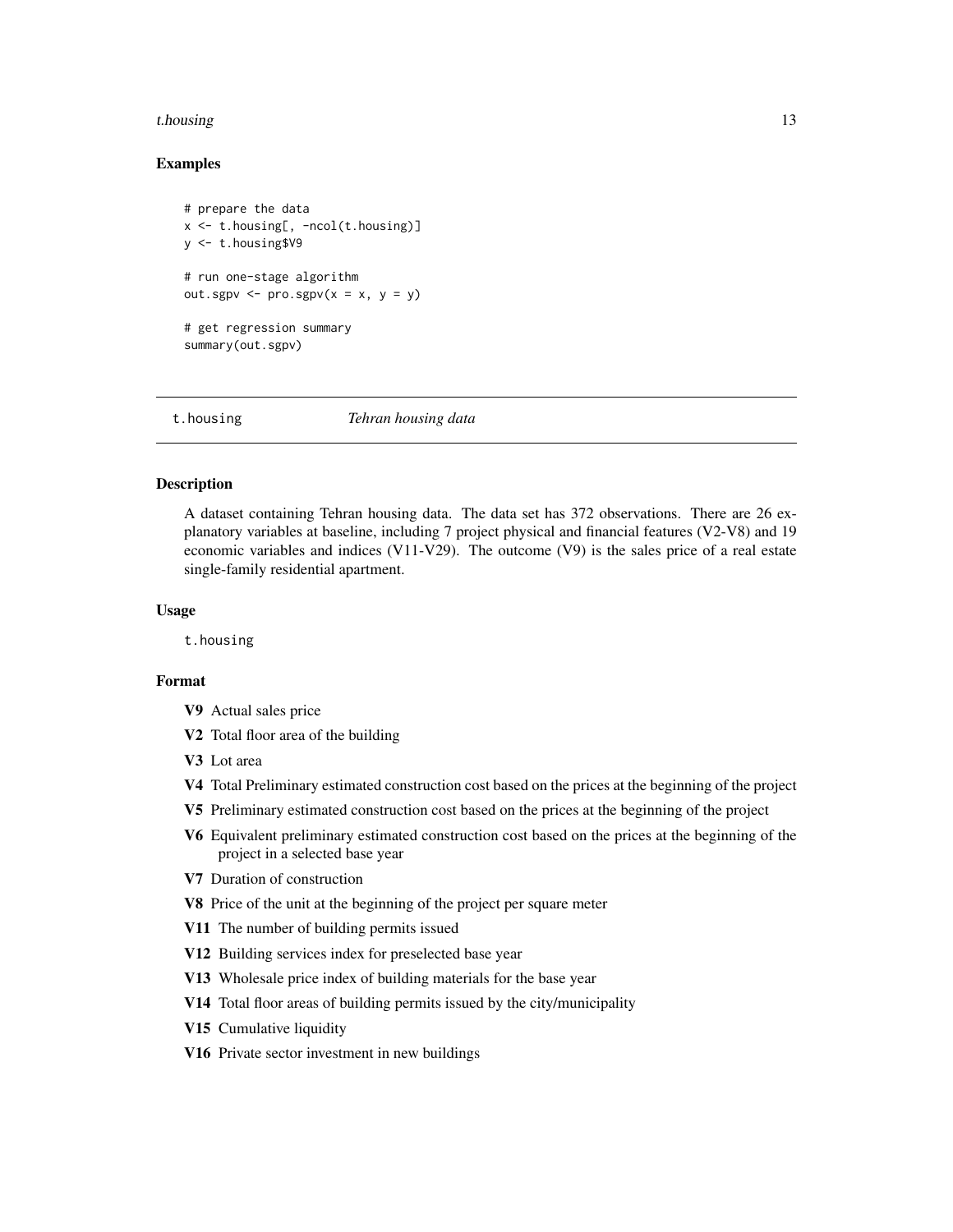### Examples

```
# prepare the data
x <- t.housing[, -ncol(t.housing)]
y <- t.housing$V9

# run one-stage algorithm
out.sgpv <- pro.sgpv(x = x, y = y)

# get regression summary
summary(out.sgpv)
```

---

## t.housing — *Tehran housing data*

---

### Description

A dataset containing Tehran housing data. The data set has 372 observations. There are 26 explanatory variables at baseline, including 7 project physical and financial features (V2-V8) and 19 economic variables and indices (V11-V29). The outcome (V9) is the sales price of a real estate single-family residential apartment.

### Usage

```
t.housing
```

### Format

- **V9** Actual sales price
- **V2** Total floor area of the building
- **V3** Lot area
- **V4** Total Preliminary estimated construction cost based on the prices at the beginning of the project
- **V5** Preliminary estimated construction cost based on the prices at the beginning of the project
- **V6** Equivalent preliminary estimated construction cost based on the prices at the beginning of the project in a selected base year
- **V7** Duration of construction
- **V8** Price of the unit at the beginning of the project per square meter
- **V11** The number of building permits issued
- **V12** Building services index for preselected base year
- **V13** Wholesale price index of building materials for the base year
- **V14** Total floor areas of building permits issued by the city/municipality
- **V15** Cumulative liquidity
- **V16** Private sector investment in new buildings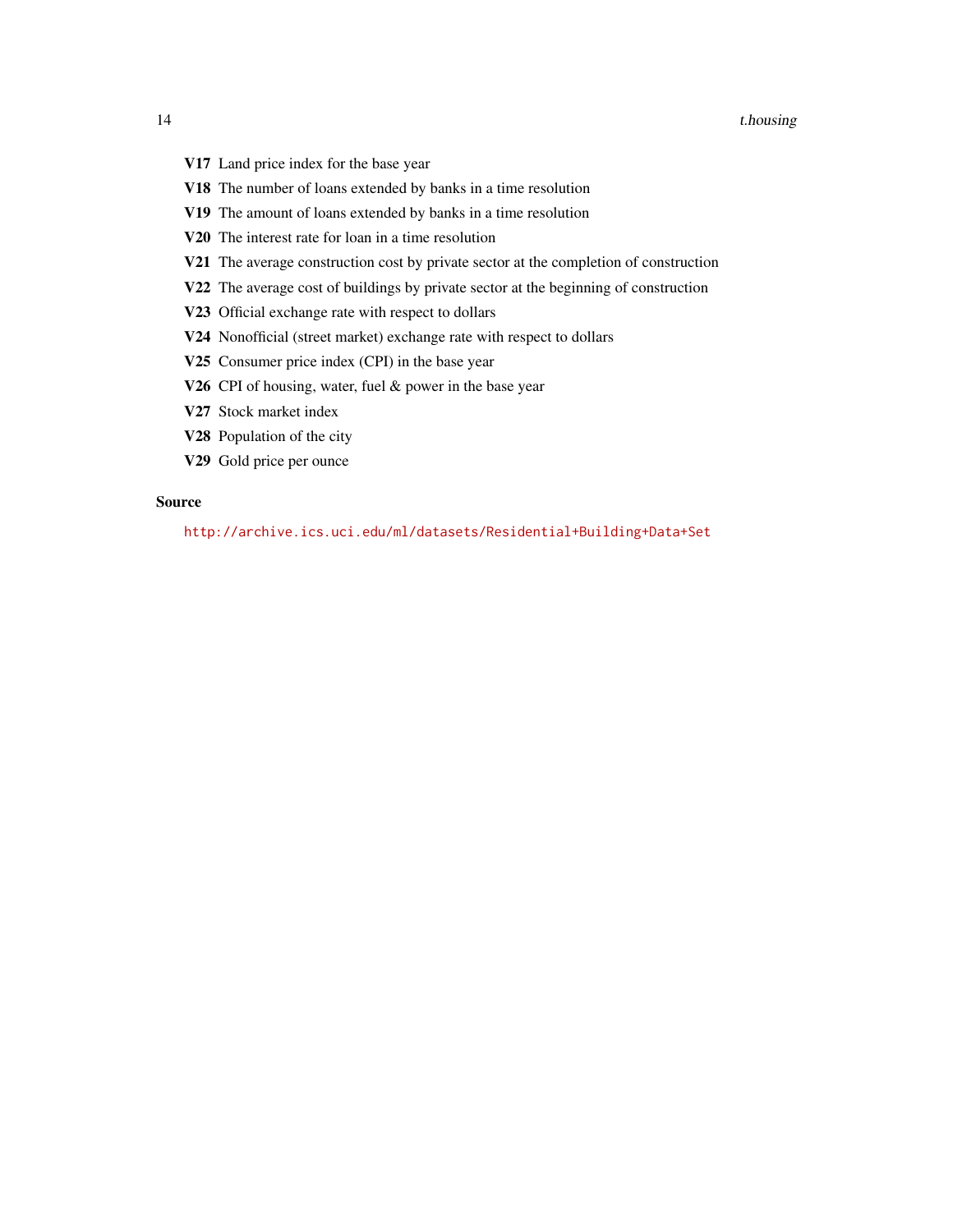**V17** Land price index for the base year

**V18** The number of loans extended by banks in a time resolution

**V19** The amount of loans extended by banks in a time resolution

**V20** The interest rate for loan in a time resolution

**V21** The average construction cost by private sector at the completion of construction

**V22** The average cost of buildings by private sector at the beginning of construction

**V23** Official exchange rate with respect to dollars

**V24** Nonofficial (street market) exchange rate with respect to dollars

**V25** Consumer price index (CPI) in the base year

**V26** CPI of housing, water, fuel & power in the base year

**V27** Stock market index

**V28** Population of the city

**V29** Gold price per ounce

### Source

http://archive.ics.uci.edu/ml/datasets/Residential+Building+Data+Set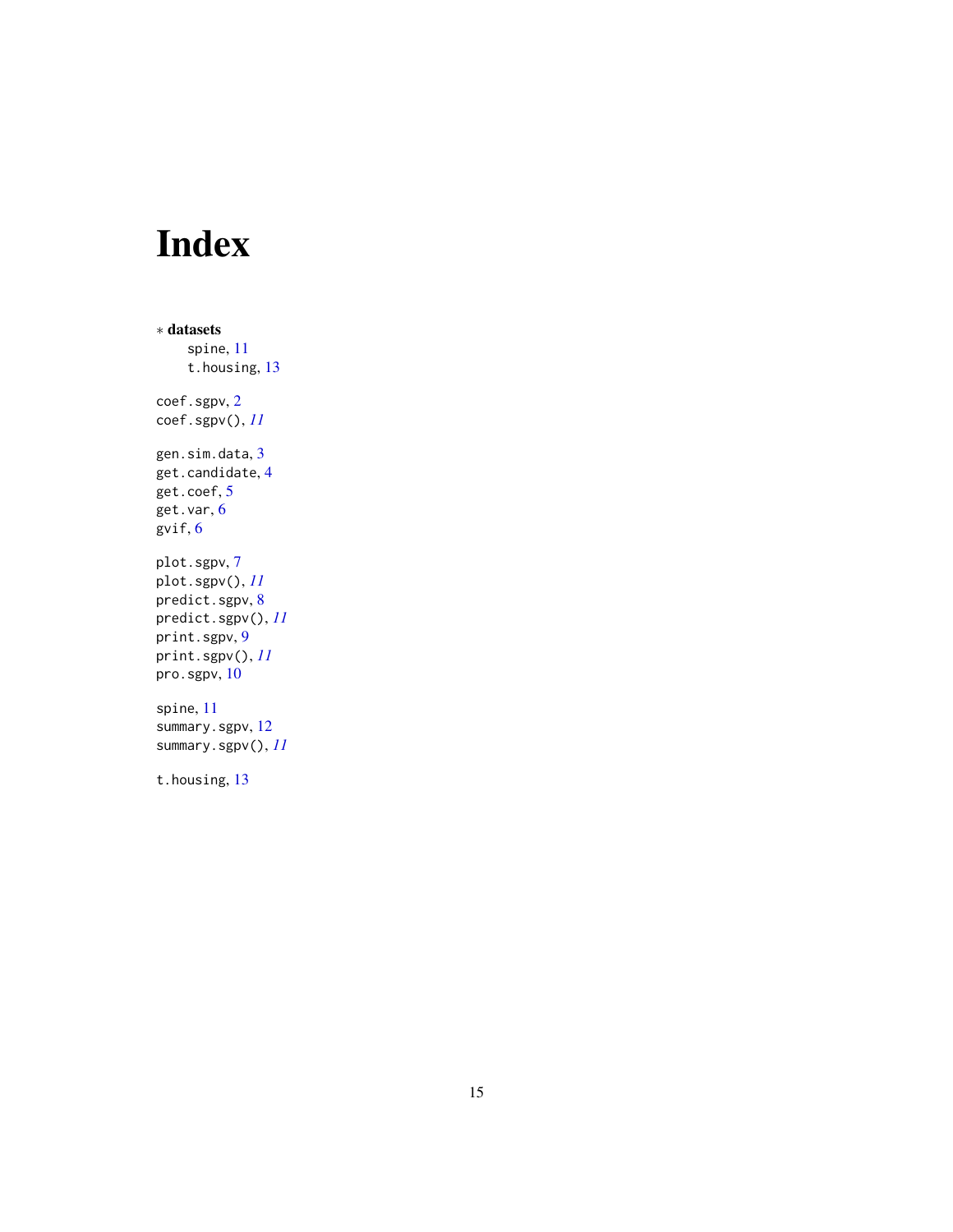# Index

∗ **datasets**
    spine, 11
    t.housing, 13

coef.sgpv, 2
coef.sgpv(), *11*

gen.sim.data, 3
get.candidate, 4
get.coef, 5
get.var, 6
gvif, 6

plot.sgpv, 7
plot.sgpv(), *11*
predict.sgpv, 8
predict.sgpv(), *11*
print.sgpv, 9
print.sgpv(), *11*
pro.sgpv, 10

spine, 11
summary.sgpv, 12
summary.sgpv(), *11*

t.housing, 13